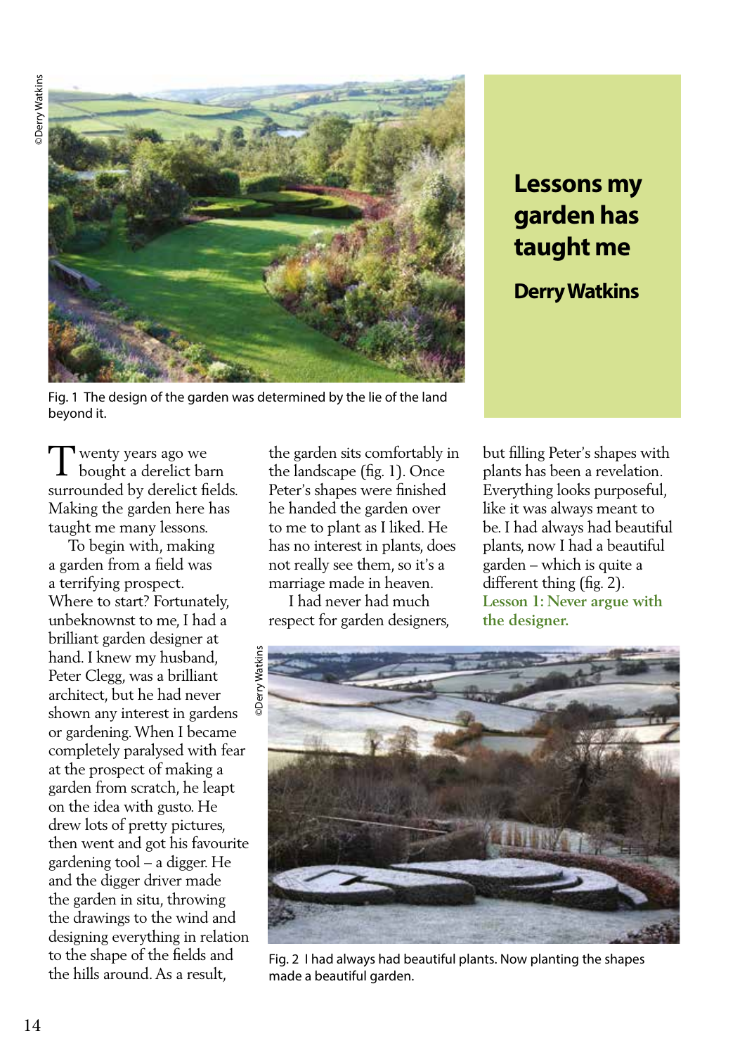# Lessons my garden has taught me

## Derry Watkins

Fig. 1 The design of the garden was determined by the lie of the land beyond it.

Twenty years ago we bought a derelict barn surrounded by derelict fields. Making the garden here has taught me many lessons.

To begin with, making a garden from a field was a terrifying prospect. Where to start? Fortunately, unbeknownst to me, I had a brilliant garden designer at hand. I knew my husband, Peter Clegg, was a brilliant architect, but he had never shown any interest in gardens or gardening. When I became completely paralysed with fear at the prospect of making a garden from scratch, he leapt on the idea with gusto. He drew lots of pretty pictures, then went and got his favourite gardening tool – a digger. He and the digger driver made the garden in situ, throwing the drawings to the wind and designing everything in relation to the shape of the fields and the hills around. As a result, the garden sits comfortably in the landscape (fig. 1). Once Peter's shapes were finished he handed the garden over to me to plant as I liked. He has no interest in plants, does not really see them, so it's a marriage made in heaven.

I had never had much respect for garden designers, but filling Peter's shapes with plants has been a revelation. Everything looks purposeful, like it was always meant to be. I had always had beautiful plants, now I had a beautiful garden – which is quite a different thing (fig. 2).

**Lesson 1: Never argue with the designer.**

Fig. 2 I had always had beautiful plants. Now planting the shapes made a beautiful garden.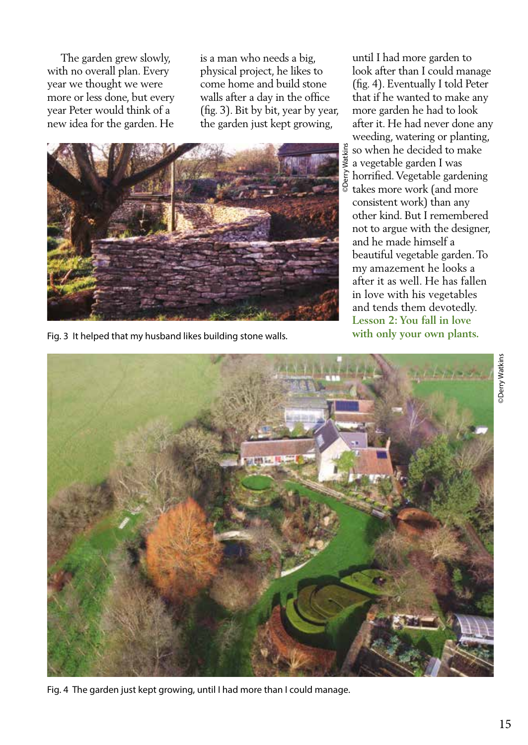The garden grew slowly, with no overall plan. Every year we thought we were more or less done, but every year Peter would think of a new idea for the garden. He is a man who needs a big, physical project, he likes to come home and build stone walls after a day in the office (fig. 3). Bit by bit, year by year, the garden just kept growing, until I had more garden to look after than I could manage (fig. 4). Eventually I told Peter that if he wanted to make any more garden he had to look after it. He had never done any weeding, watering or planting, so when he decided to make a vegetable garden I was horrified. Vegetable gardening takes more work (and more consistent work) than any other kind. But I remembered not to argue with the designer, and he made himself a beautiful vegetable garden. To my amazement he looks after it as well. He has fallen in love with his vegetables and tends them devotedly. **Lesson 2: You fall in love with only your own plants.**

©Derry Watkins

Fig. 3 It helped that my husband likes building stone walls.

©Derry Watkins

Fig. 4 The garden just kept growing, until I had more than I could manage.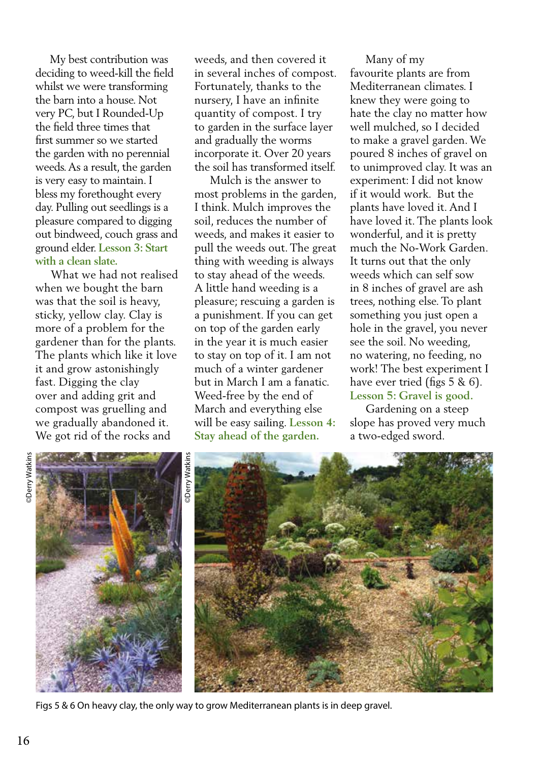My best contribution was deciding to weed-kill the field whilst we were transforming the barn into a house. Not very PC, but I Rounded-Up the field three times that first summer so we started the garden with no perennial weeds. As a result, the garden is very easy to maintain. I bless my forethought every day. Pulling out seedlings is a pleasure compared to digging out bindweed, couch grass and ground elder. **Lesson 3: Start with a clean slate.**

What we had not realised when we bought the barn was that the soil is heavy, sticky, yellow clay. Clay is more of a problem for the gardener than for the plants. The plants which like it love it and grow astonishingly fast. Digging the clay over and adding grit and compost was gruelling and we gradually abandoned it. We got rid of the rocks and weeds, and then covered it in several inches of compost. Fortunately, thanks to the nursery, I have an infinite quantity of compost. I try to garden in the surface layer and gradually the worms incorporate it. Over 20 years the soil has transformed itself.

Mulch is the answer to most problems in the garden, I think. Mulch improves the soil, reduces the number of weeds, and makes it easier to pull the weeds out. The great thing with weeding is always to stay ahead of the weeds. A little hand weeding is a pleasure; rescuing a garden is a punishment. If you can get on top of the garden early in the year it is much easier to stay on top of it. I am not much of a winter gardener but in March I am a fanatic. Weed-free by the end of March and everything else will be easy sailing. **Lesson 4: Stay ahead of the garden.**

Many of my favourite plants are from Mediterranean climates. I knew they were going to hate the clay no matter how well mulched, so I decided to make a gravel garden. We poured 8 inches of gravel on to unimproved clay. It was an experiment: I did not know if it would work. But the plants have loved it. And I have loved it. The plants look wonderful, and it is pretty much the No-Work Garden. It turns out that the only weeds which can self sow in 8 inches of gravel are ash trees, nothing else. To plant something you just open a hole in the gravel, you never see the soil. No weeding, no watering, no feeding, no work! The best experiment I have ever tried (figs 5 & 6). **Lesson 5: Gravel is good.**

Gardening on a steep slope has proved very much a two-edged sword.

©Derry Watkins

©Derry Watkins

Figs 5 & 6 On heavy clay, the only way to grow Mediterranean plants is in deep gravel.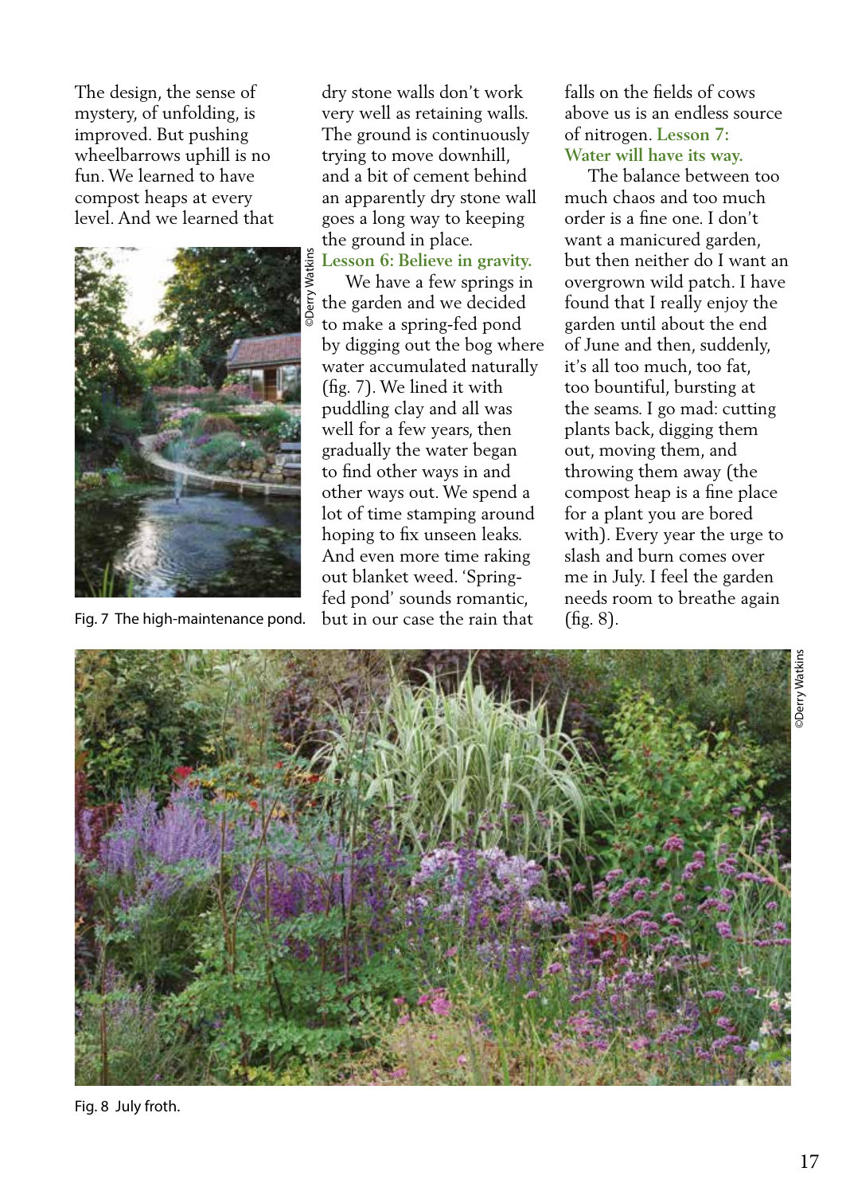The design, the sense of mystery, of unfolding, is improved. But pushing wheelbarrows uphill is no fun. We learned to have compost heaps at every level. And we learned that dry stone walls don't work very well as retaining walls. The ground is continuously trying to move downhill, and a bit of cement behind an apparently dry stone wall goes a long way to keeping the ground in place. **Lesson 6: Believe in gravity.**

Fig. 7 The high-maintenance pond.

We have a few springs in the garden and we decided to make a spring-fed pond by digging out the bog where water accumulated naturally (fig. 7). We lined it with puddling clay and all was well for a few years, then gradually the water began to find other ways in and other ways out. We spend a lot of time stamping around hoping to fix unseen leaks. And even more time raking out blanket weed. 'Spring-fed pond' sounds romantic, but in our case the rain that falls on the fields of cows above us is an endless source of nitrogen. **Lesson 7: Water will have its way.**

The balance between too much chaos and too much order is a fine one. I don't want a manicured garden, but then neither do I want an overgrown wild patch. I have found that I really enjoy the garden until about the end of June and then, suddenly, it's all too much, too fat, too bountiful, bursting at the seams. I go mad: cutting plants back, digging them out, moving them, and throwing them away (the compost heap is a fine place for a plant you are bored with). Every year the urge to slash and burn comes over me in July. I feel the garden needs room to breathe again (fig. 8).

Fig. 8 July froth.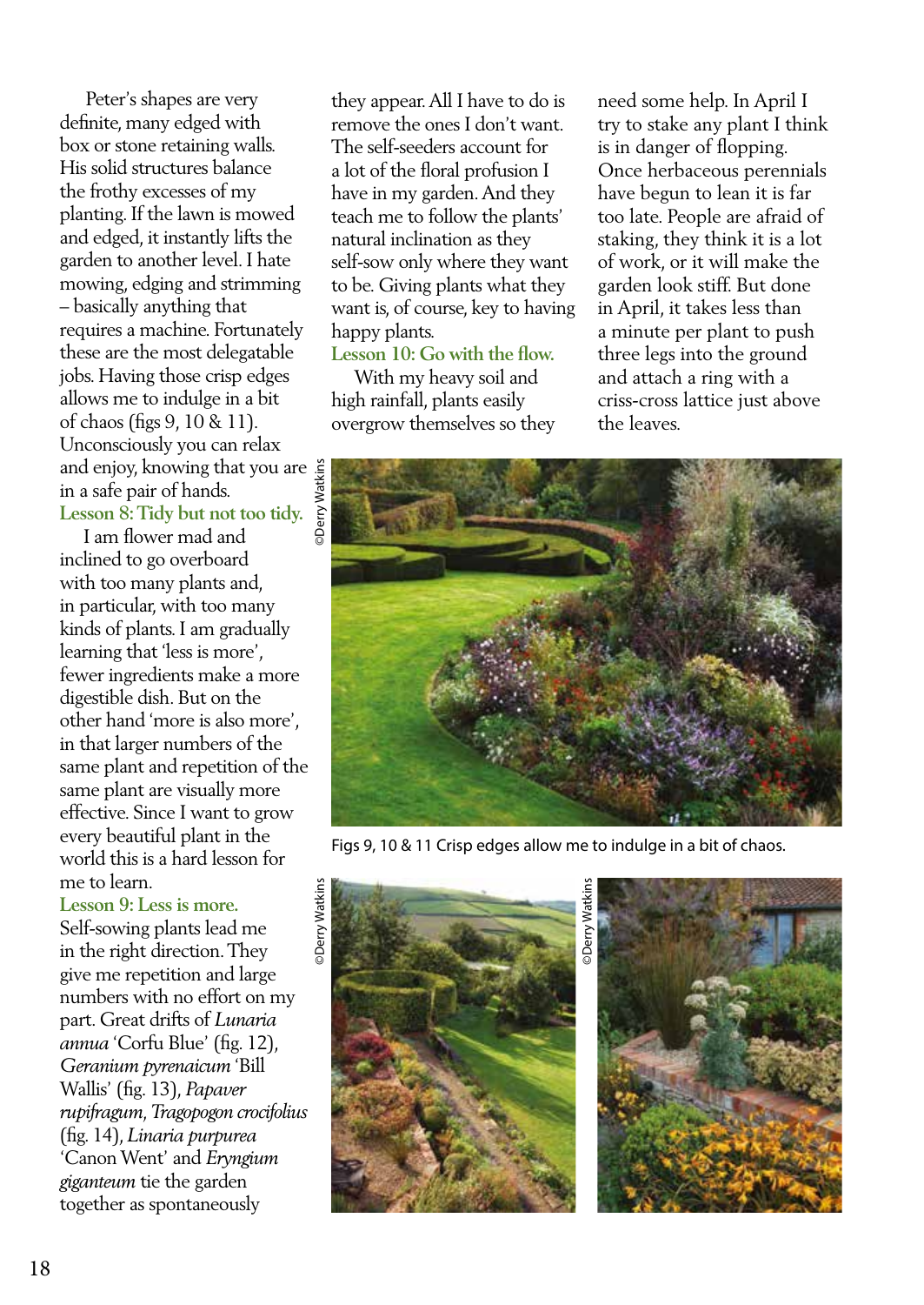Peter's shapes are very definite, many edged with box or stone retaining walls. His solid structures balance the frothy excesses of my planting. If the lawn is mowed and edged, it instantly lifts the garden to another level. I hate mowing, edging and strimming – basically anything that requires a machine. Fortunately these are the most delegatable jobs. Having those crisp edges allows me to indulge in a bit of chaos (figs 9, 10 & 11). Unconsciously you can relax and enjoy, knowing that you are in a safe pair of hands.

### Lesson 8: Tidy but not too tidy.

I am flower mad and inclined to go overboard with too many plants and, in particular, with too many kinds of plants. I am gradually learning that 'less is more', fewer ingredients make a more digestible dish. But on the other hand 'more is also more', in that larger numbers of the same plant and repetition of the same plant are visually more effective. Since I want to grow every beautiful plant in the world this is a hard lesson for me to learn.

### Lesson 9: Less is more.

Self-sowing plants lead me in the right direction. They give me repetition and large numbers with no effort on my part. Great drifts of *Lunaria annua* 'Corfu Blue' (fig. 12), *Geranium pyrenaicum* 'Bill Wallis' (fig. 13), *Papaver rupifragum*, *Tragopogon crocifolius* (fig. 14), *Linaria purpurea* 'Canon Went' and *Eryngium giganteum* tie the garden together as spontaneously they appear. All I have to do is remove the ones I don't want. The self-seeders account for a lot of the floral profusion I have in my garden. And they teach me to follow the plants' natural inclination as they self-sow only where they want to be. Giving plants what they want is, of course, key to having happy plants.

### Lesson 10: Go with the flow.

With my heavy soil and high rainfall, plants easily overgrow themselves so they need some help. In April I try to stake any plant I think is in danger of flopping. Once herbaceous perennials have begun to lean it is far too late. People are afraid of staking, they think it is a lot of work, or it will make the garden look stiff. But done in April, it takes less than a minute per plant to push three legs into the ground and attach a ring with a criss-cross lattice just above the leaves.

©Derry Watkins

Figs 9, 10 & 11 Crisp edges allow me to indulge in a bit of chaos.

©Derry Watkins

©Derry Watkins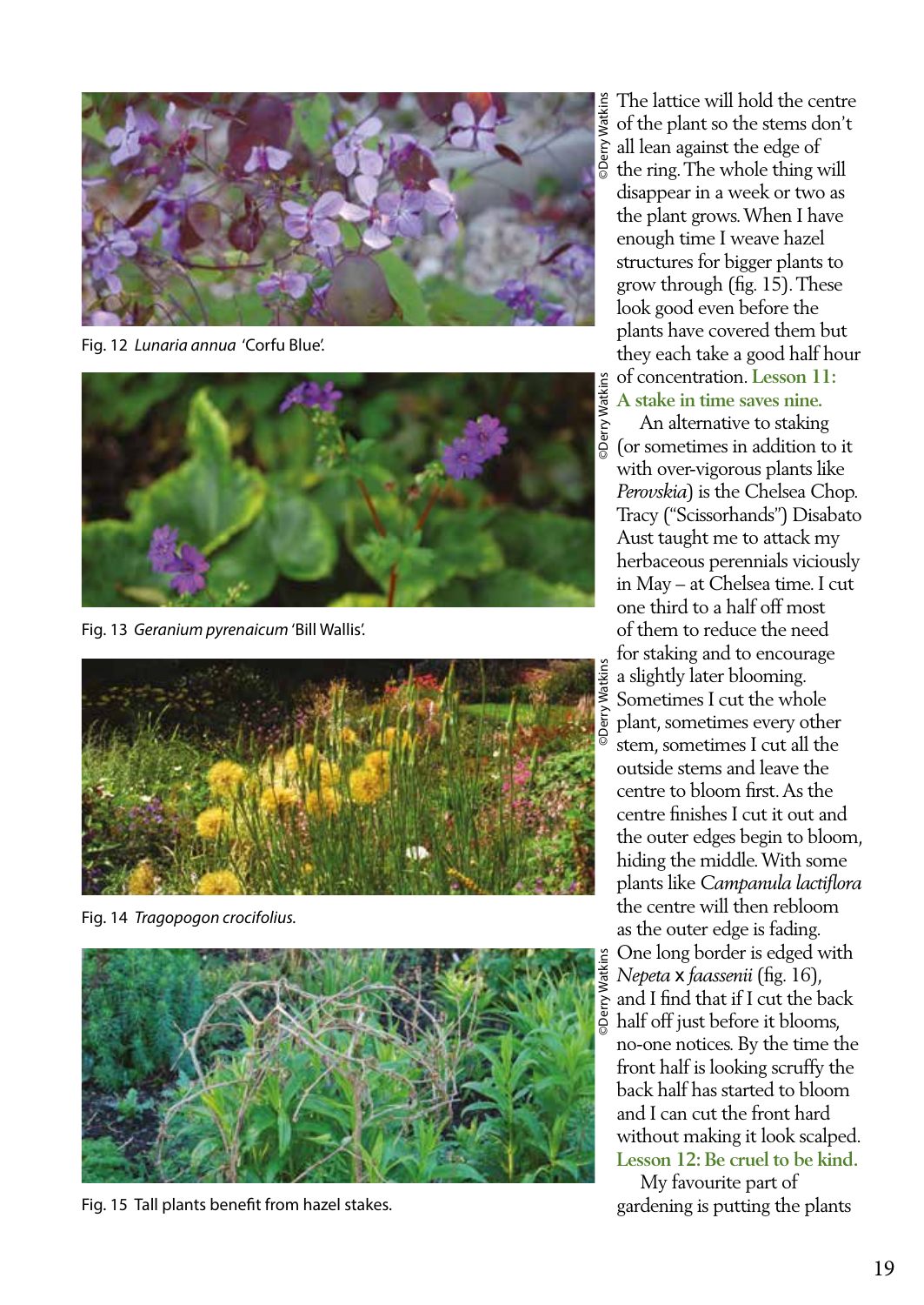Fig. 12 *Lunaria annua* 'Corfu Blue'.

Fig. 13 *Geranium pyrenaicum* 'Bill Wallis'.

Fig. 14 *Tragopogon crocifolius*.

Fig. 15 Tall plants benefit from hazel stakes.

The lattice will hold the centre of the plant so the stems don't all lean against the edge of the ring. The whole thing will disappear in a week or two as the plant grows. When I have enough time I weave hazel structures for bigger plants to grow through (fig. 15). These look good even before the plants have covered them but they each take a good half hour of concentration. **Lesson 11: A stake in time saves nine.**

An alternative to staking (or sometimes in addition to it with over-vigorous plants like *Perovskia*) is the Chelsea Chop. Tracy ("Scissorhands") Disabato Aust taught me to attack my herbaceous perennials viciously in May – at Chelsea time. I cut one third to a half off most of them to reduce the need for staking and to encourage a slightly later blooming. Sometimes I cut the whole plant, sometimes every other stem, sometimes I cut all the outside stems and leave the centre to bloom first. As the centre finishes I cut it out and the outer edges begin to bloom, hiding the middle. With some plants like *Campanula lactiflora* the centre will then rebloom as the outer edge is fading. One long border is edged with *Nepeta* x *faassenii* (fig. 16), and I find that if I cut the back half off just before it blooms, no-one notices. By the time the front half is looking scruffy the back half has started to bloom and I can cut the front hard without making it look scalped. **Lesson 12: Be cruel to be kind.**

My favourite part of gardening is putting the plants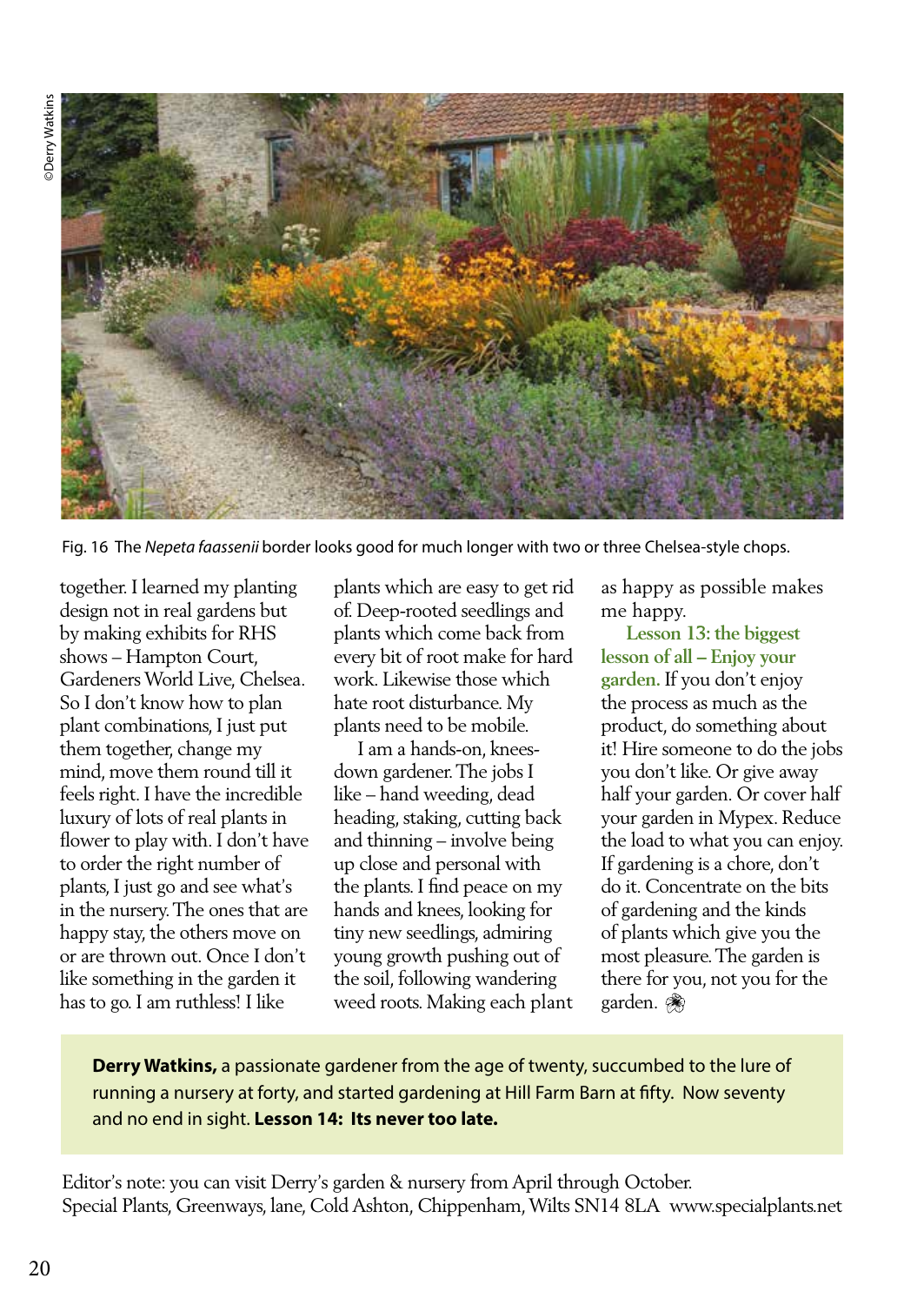Fig. 16 The *Nepeta faassenii* border looks good for much longer with two or three Chelsea-style chops.

together. I learned my planting design not in real gardens but by making exhibits for RHS shows – Hampton Court, Gardeners World Live, Chelsea. So I don't know how to plan plant combinations, I just put them together, change my mind, move them round till it feels right. I have the incredible luxury of lots of real plants in flower to play with. I don't have to order the right number of plants, I just go and see what's in the nursery. The ones that are happy stay, the others move on or are thrown out. Once I don't like something in the garden it has to go. I am ruthless! I like plants which are easy to get rid of. Deep-rooted seedlings and plants which come back from every bit of root make for hard work. Likewise those which hate root disturbance. My plants need to be mobile.

I am a hands-on, knees-down gardener. The jobs I like – hand weeding, dead heading, staking, cutting back and thinning – involve being up close and personal with the plants. I find peace on my hands and knees, looking for tiny new seedlings, admiring young growth pushing out of the soil, following wandering weed roots. Making each plant as happy as possible makes me happy.

**Lesson 13: the biggest lesson of all – Enjoy your garden.** If you don't enjoy the process as much as the product, do something about it! Hire someone to do the jobs you don't like. Or give away half your garden. Or cover half your garden in Mypex. Reduce the load to what you can enjoy. If gardening is a chore, don't do it. Concentrate on the bits of gardening and the kinds of plants which give you the most pleasure. The garden is there for you, not you for the garden.

**Derry Watkins,** a passionate gardener from the age of twenty, succumbed to the lure of running a nursery at forty, and started gardening at Hill Farm Barn at fifty. Now seventy and no end in sight. **Lesson 14: Its never too late.**

Editor's note: you can visit Derry's garden & nursery from April through October.
Special Plants, Greenways, lane, Cold Ashton, Chippenham, Wilts SN14 8LA www.specialplants.net